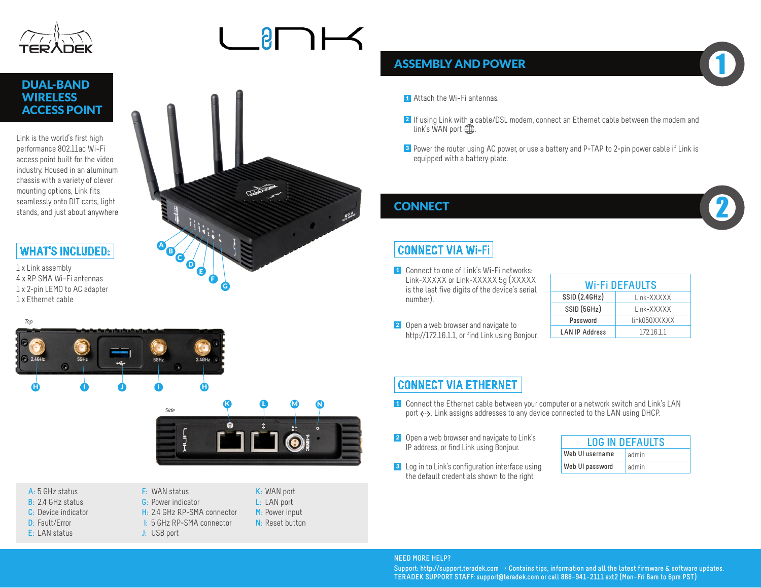# LINK

## DUAL-BAND WIRELESS ACCESS POINT

Link is the world's first high performance 802.11ac Wi-Fi access point built for the video industry. Housed in an aluminum chassis with a variety of clever mounting options, Link fits seamlessly onto DIT carts, light stands, and just about anywhere

### WHAT'S INCLUDED:

1 x Link assembly
4 x RP SMA Wi-Fi antennas
1 x 2-pin LEMO to AC adapter
1 x Ethernet cable

Top

Side

A: 5 GHz status
B: 2.4 GHz status
C: Device indicator
D: Fault/Error
E: LAN status
F: WAN status
G: Power indicator
H: 2.4 GHz RP-SMA connector
I: 5 GHz RP-SMA connector
J: USB port
K: WAN port
L: LAN port
M: Power input
N: Reset button

## ASSEMBLY AND POWER — 1

1. Attach the Wi-Fi antennas.
2. If using Link with a cable/DSL modem, connect an Ethernet cable between the modem and link's WAN port.
3. Power the router using AC power, or use a battery and P-TAP to 2-pin power cable if Link is equipped with a battery plate.

## CONNECT — 2

### CONNECT VIA Wi-Fi

1. Connect to one of Link's Wi-Fi networks: Link-XXXXX or Link-XXXXX 5g (XXXXX is the last five digits of the device's serial number).
2. Open a web browser and navigate to http://172.16.1.1, or find Link using Bonjour.

| Wi-Fi DEFAULTS | |
|---|---|
| SSID (2.4GHz) | Link-XXXXX |
| SSID (5GHz) | Link-XXXXX |
| Password | link050XXXXX |
| LAN IP Address | 172.16.1.1 |

### CONNECT VIA ETHERNET

1. Connect the Ethernet cable between your computer or a network switch and Link's LAN port. Link assigns addresses to any device connected to the LAN using DHCP.
2. Open a web browser and navigate to Link's IP address, or find Link using Bonjour.
3. Log in to Link's configuration interface using the default credentials shown to the right

| LOG IN DEFAULTS | |
|---|---|
| Web UI username | admin |
| Web UI password | admin |

**NEED MORE HELP?**
Support: http://support.teradek.com → Contains tips, information and all the latest firmware & software updates.
TERADEK SUPPORT STAFF: support@teradek.com or call 888-941-2111 ext2 (Mon-Fri 6am to 6pm PST)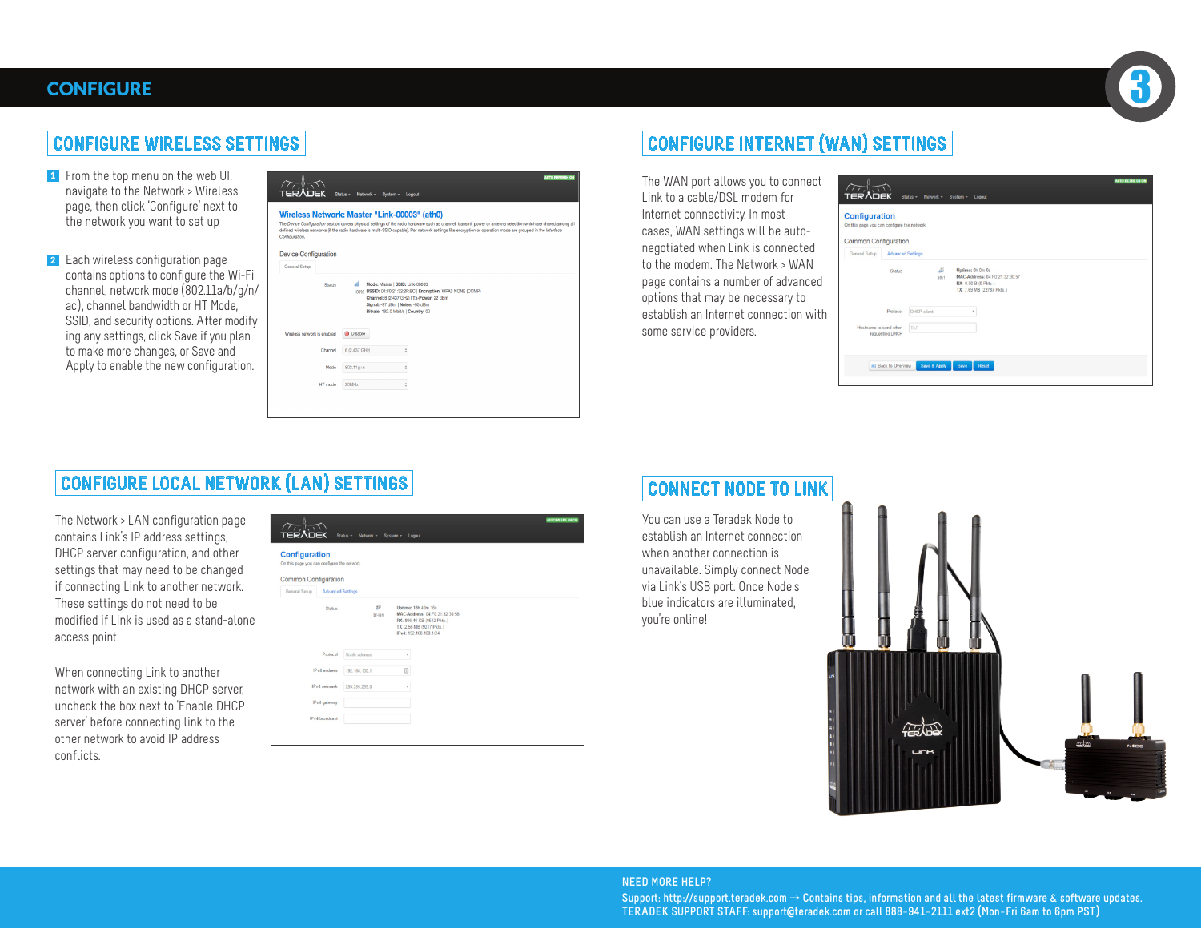# CONFIGURE

## CONFIGURE WIRELESS SETTINGS

1. From the top menu on the web UI, navigate to the Network > Wireless page, then click 'Configure' next to the network you want to set up

2. Each wireless configuration page contains options to configure the Wi-Fi channel, network mode (802.11a/b/g/n/ac), channel bandwidth or HT Mode, SSID, and security options. After modifying any settings, click Save if you plan to make more changes, or Save and Apply to enable the new configuration.

## CONFIGURE INTERNET (WAN) SETTINGS

The WAN port allows you to connect Link to a cable/DSL modem for Internet connectivity. In most cases, WAN settings will be auto-negotiated when Link is connected to the modem. The Network > WAN page contains a number of advanced options that may be necessary to establish an Internet connection with some service providers.

## CONFIGURE LOCAL NETWORK (LAN) SETTINGS

The Network > LAN configuration page contains Link's IP address settings, DHCP server configuration, and other settings that may need to be changed if connecting Link to another network. These settings do not need to be modified if Link is used as a stand-alone access point.

When connecting Link to another network with an existing DHCP server, uncheck the box next to 'Enable DHCP server' before connecting link to the other network to avoid IP address conflicts.

## CONNECT NODE TO LINK

You can use a Teradek Node to establish an Internet connection when another connection is unavailable. Simply connect Node via Link's USB port. Once Node's blue indicators are illuminated, you're online!

**NEED MORE HELP?**

Support: http://support.teradek.com → Contains tips, information and all the latest firmware & software updates.
TERADEK SUPPORT STAFF: support@teradek.com or call 888-941-2111 ext2 (Mon-Fri 6am to 6pm PST)